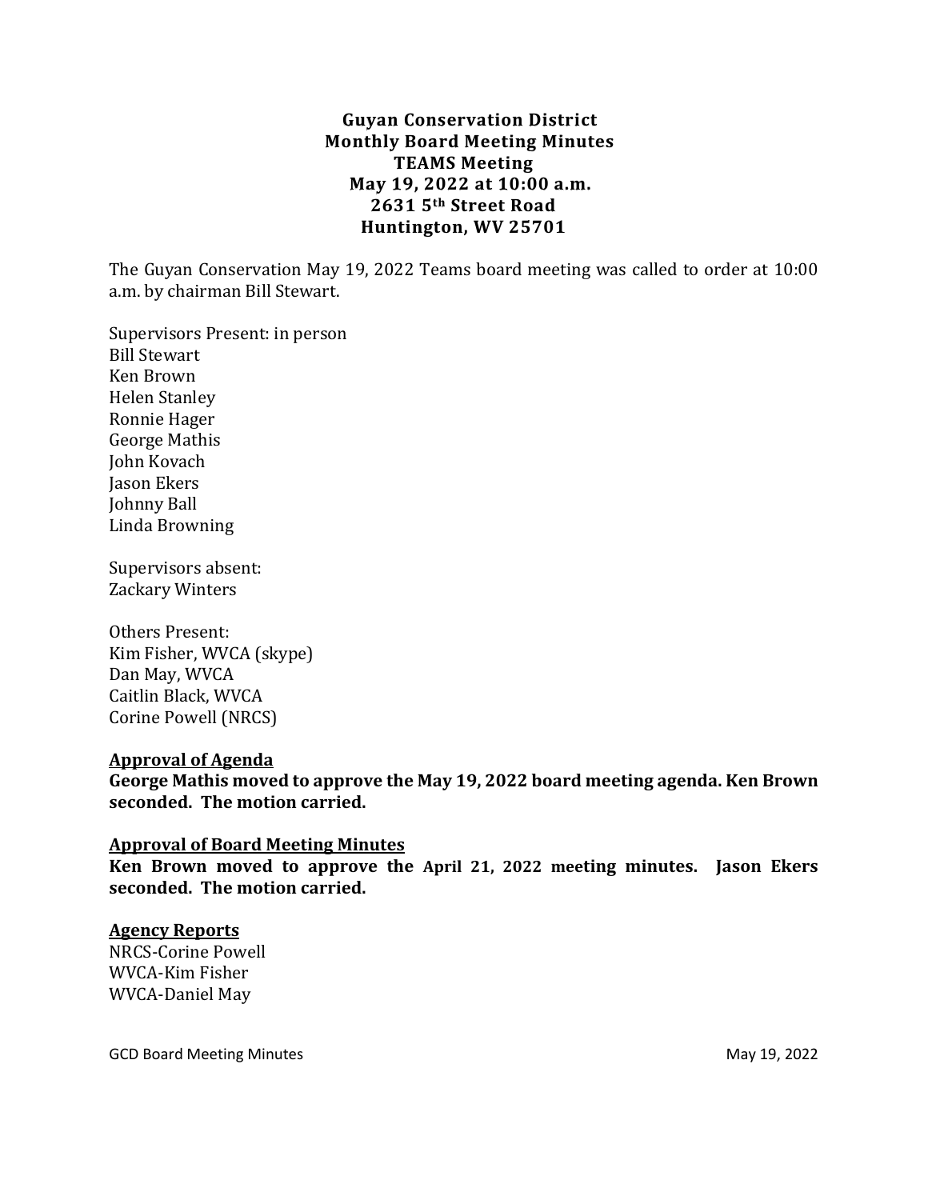**Guyan Conservation District**
**Monthly Board Meeting Minutes**
**TEAMS Meeting**
**May 19, 2022 at 10:00 a.m.**
**2631 5th Street Road**
**Huntington, WV 25701**

The Guyan Conservation May 19, 2022 Teams board meeting was called to order at 10:00 a.m. by chairman Bill Stewart.

Supervisors Present: in person
Bill Stewart
Ken Brown
Helen Stanley
Ronnie Hager
George Mathis
John Kovach
Jason Ekers
Johnny Ball
Linda Browning

Supervisors absent:
Zackary Winters

Others Present:
Kim Fisher, WVCA (skype)
Dan May, WVCA
Caitlin Black, WVCA
Corine Powell (NRCS)

**Approval of Agenda**

**George Mathis moved to approve the May 19, 2022 board meeting agenda. Ken Brown seconded. The motion carried.**

**Approval of Board Meeting Minutes**

**Ken Brown moved to approve the April 21, 2022 meeting minutes. Jason Ekers seconded. The motion carried.**

**Agency Reports**

NRCS-Corine Powell
WVCA-Kim Fisher
WVCA-Daniel May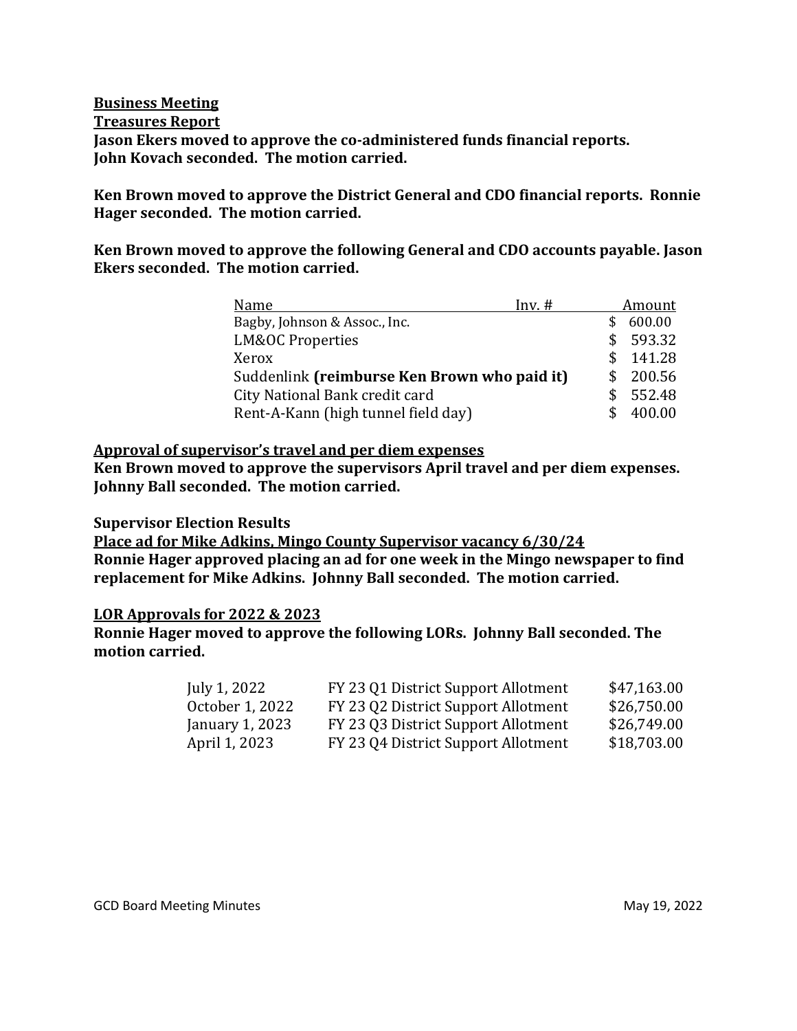**Business Meeting**

**Treasures Report**

**Jason Ekers moved to approve the co-administered funds financial reports. John Kovach seconded. The motion carried.**

**Ken Brown moved to approve the District General and CDO financial reports. Ronnie Hager seconded. The motion carried.**

**Ken Brown moved to approve the following General and CDO accounts payable. Jason Ekers seconded. The motion carried.**

| Name | Inv. # | Amount |
|---|---|---|
| Bagby, Johnson & Assoc., Inc. | | $ 600.00 |
| LM&OC Properties | | $ 593.32 |
| Xerox | | $ 141.28 |
| Suddenlink **(reimburse Ken Brown who paid it)** | | $ 200.56 |
| City National Bank credit card | | $ 552.48 |
| Rent-A-Kann (high tunnel field day) | | $ 400.00 |

**Approval of supervisor's travel and per diem expenses**

**Ken Brown moved to approve the supervisors April travel and per diem expenses. Johnny Ball seconded. The motion carried.**

**Supervisor Election Results**

**Place ad for Mike Adkins, Mingo County Supervisor vacancy 6/30/24**

**Ronnie Hager approved placing an ad for one week in the Mingo newspaper to find replacement for Mike Adkins. Johnny Ball seconded. The motion carried.**

**LOR Approvals for 2022 & 2023**

**Ronnie Hager moved to approve the following LORs. Johnny Ball seconded. The motion carried.**

| | | |
|---|---|---|
| July 1, 2022 | FY 23 Q1 District Support Allotment | $47,163.00 |
| October 1, 2022 | FY 23 Q2 District Support Allotment | $26,750.00 |
| January 1, 2023 | FY 23 Q3 District Support Allotment | $26,749.00 |
| April 1, 2023 | FY 23 Q4 District Support Allotment | $18,703.00 |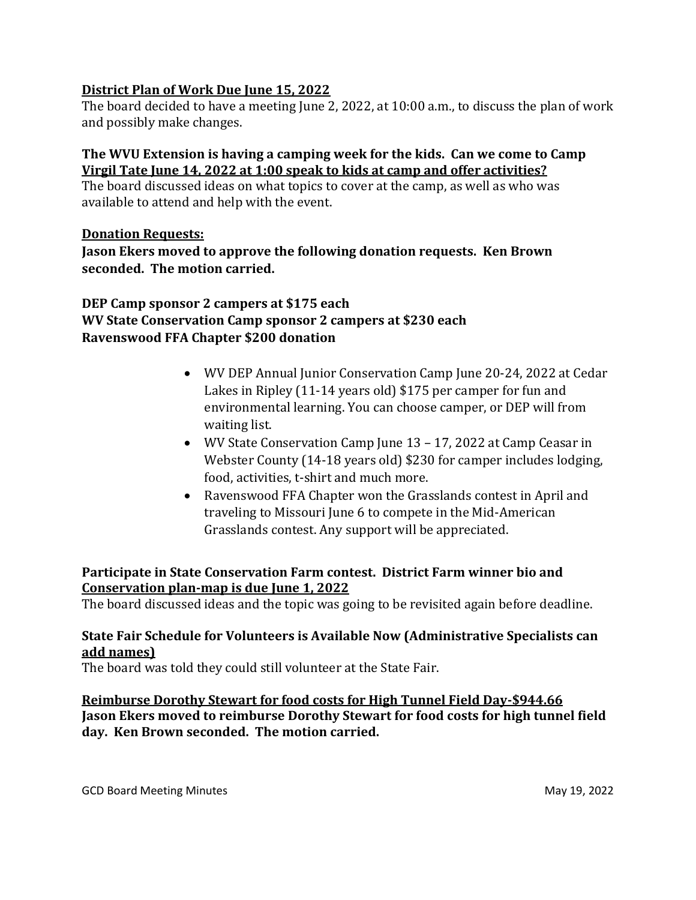**District Plan of Work Due June 15, 2022**

The board decided to have a meeting June 2, 2022, at 10:00 a.m., to discuss the plan of work and possibly make changes.

**The WVU Extension is having a camping week for the kids. Can we come to Camp Virgil Tate June 14, 2022 at 1:00 speak to kids at camp and offer activities?**

The board discussed ideas on what topics to cover at the camp, as well as who was available to attend and help with the event.

**Donation Requests:**

**Jason Ekers moved to approve the following donation requests. Ken Brown seconded. The motion carried.**

**DEP Camp sponsor 2 campers at $175 each**
**WV State Conservation Camp sponsor 2 campers at $230 each**
**Ravenswood FFA Chapter $200 donation**

- WV DEP Annual Junior Conservation Camp June 20-24, 2022 at Cedar Lakes in Ripley (11-14 years old) $175 per camper for fun and environmental learning. You can choose camper, or DEP will from waiting list.
- WV State Conservation Camp June 13 – 17, 2022 at Camp Ceasar in Webster County (14-18 years old) $230 for camper includes lodging, food, activities, t-shirt and much more.
- Ravenswood FFA Chapter won the Grasslands contest in April and traveling to Missouri June 6 to compete in the Mid-American Grasslands contest. Any support will be appreciated.

**Participate in State Conservation Farm contest. District Farm winner bio and Conservation plan-map is due June 1, 2022**

The board discussed ideas and the topic was going to be revisited again before deadline.

**State Fair Schedule for Volunteers is Available Now (Administrative Specialists can add names)**

The board was told they could still volunteer at the State Fair.

**Reimburse Dorothy Stewart for food costs for High Tunnel Field Day-$944.66**

**Jason Ekers moved to reimburse Dorothy Stewart for food costs for high tunnel field day. Ken Brown seconded. The motion carried.**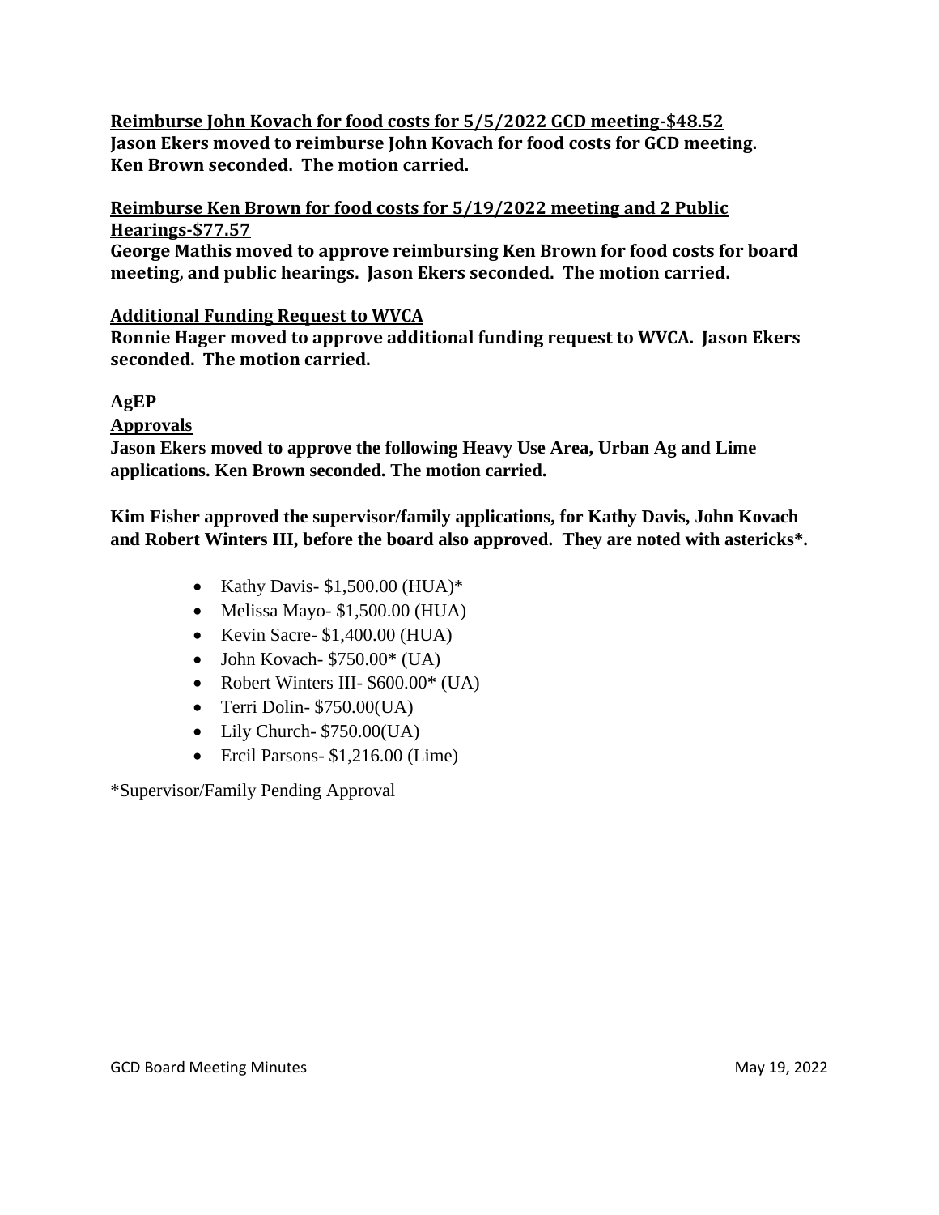**<u>Reimburse John Kovach for food costs for 5/5/2022 GCD meeting-$48.52</u>**
**Jason Ekers moved to reimburse John Kovach for food costs for GCD meeting. Ken Brown seconded. The motion carried.**

**<u>Reimburse Ken Brown for food costs for 5/19/2022 meeting and 2 Public Hearings-$77.57</u>**
**George Mathis moved to approve reimbursing Ken Brown for food costs for board meeting, and public hearings. Jason Ekers seconded. The motion carried.**

**<u>Additional Funding Request to WVCA</u>**
**Ronnie Hager moved to approve additional funding request to WVCA. Jason Ekers seconded. The motion carried.**

**AgEP**

**<u>Approvals</u>**
**Jason Ekers moved to approve the following Heavy Use Area, Urban Ag and Lime applications. Ken Brown seconded. The motion carried.**

**Kim Fisher approved the supervisor/family applications, for Kathy Davis, John Kovach and Robert Winters III, before the board also approved. They are noted with astericks*.**

- Kathy Davis- $1,500.00 (HUA)*
- Melissa Mayo- $1,500.00 (HUA)
- Kevin Sacre- $1,400.00 (HUA)
- John Kovach- $750.00* (UA)
- Robert Winters III- $600.00* (UA)
- Terri Dolin- $750.00(UA)
- Lily Church- $750.00(UA)
- Ercil Parsons- $1,216.00 (Lime)

*Supervisor/Family Pending Approval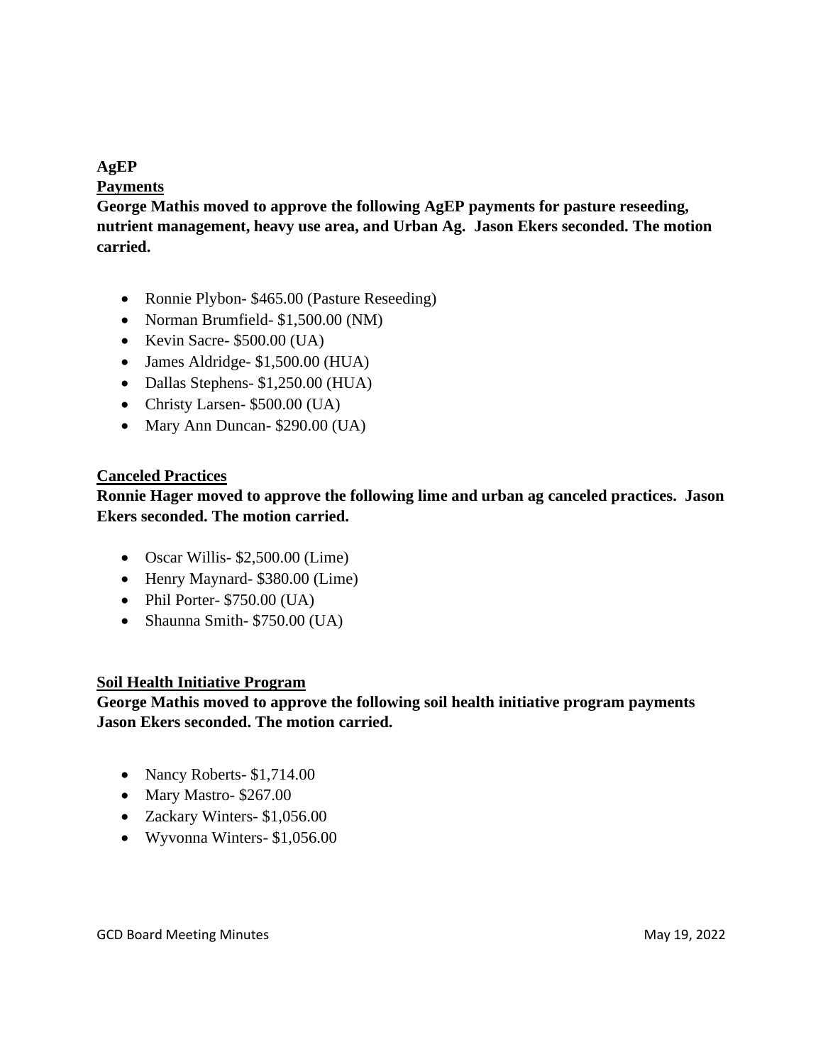**AgEP**

**Payments**

**George Mathis moved to approve the following AgEP payments for pasture reseeding, nutrient management, heavy use area, and Urban Ag. Jason Ekers seconded. The motion carried.**

- Ronnie Plybon- $465.00 (Pasture Reseeding)
- Norman Brumfield- $1,500.00 (NM)
- Kevin Sacre- $500.00 (UA)
- James Aldridge- $1,500.00 (HUA)
- Dallas Stephens- $1,250.00 (HUA)
- Christy Larsen- $500.00 (UA)
- Mary Ann Duncan- $290.00 (UA)

**Canceled Practices**

**Ronnie Hager moved to approve the following lime and urban ag canceled practices. Jason Ekers seconded. The motion carried.**

- Oscar Willis- $2,500.00 (Lime)
- Henry Maynard- $380.00 (Lime)
- Phil Porter- $750.00 (UA)
- Shaunna Smith- $750.00 (UA)

**Soil Health Initiative Program**

**George Mathis moved to approve the following soil health initiative program payments Jason Ekers seconded. The motion carried.**

- Nancy Roberts- $1,714.00
- Mary Mastro- $267.00
- Zackary Winters- $1,056.00
- Wyvonna Winters- $1,056.00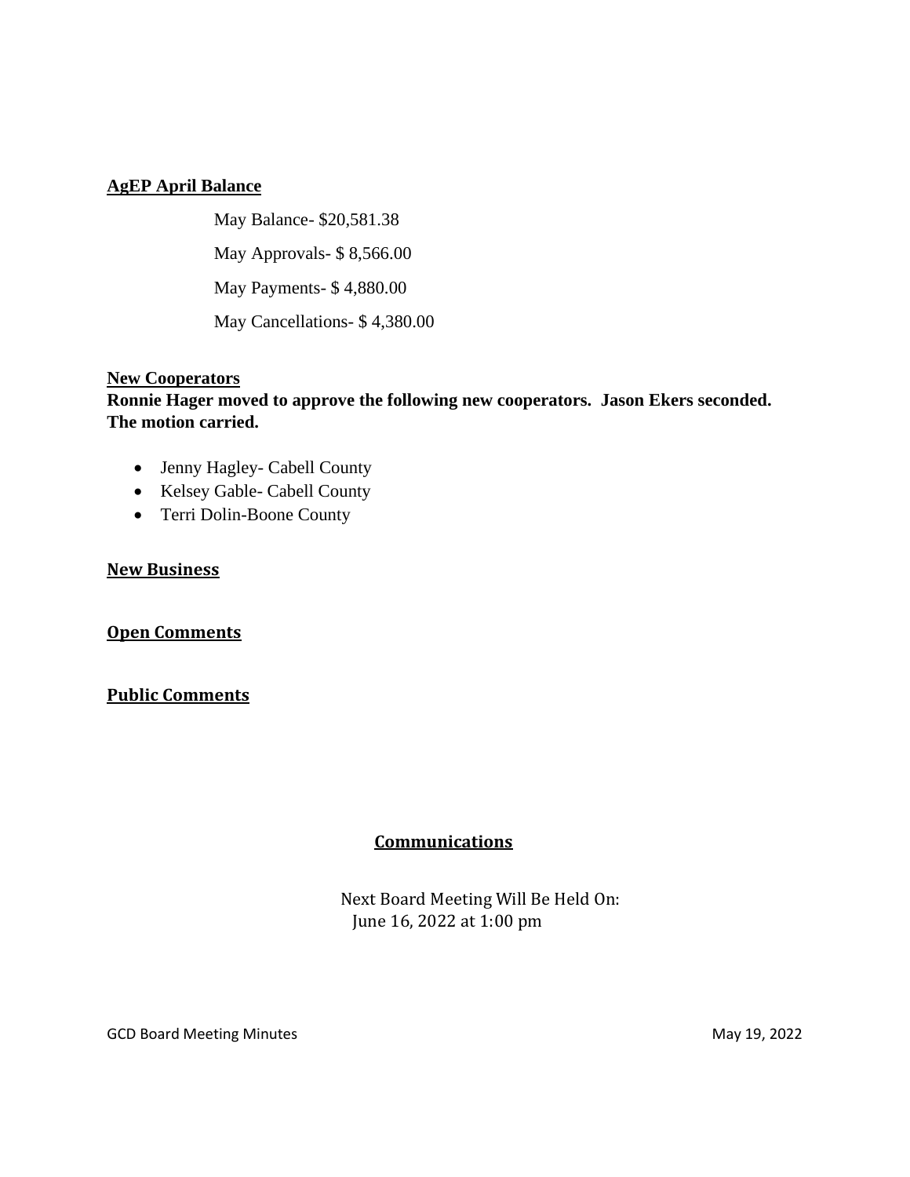**AgEP April Balance**

May Balance- $20,581.38

May Approvals- $ 8,566.00

May Payments- $ 4,880.00

May Cancellations- $ 4,380.00

**New Cooperators**

**Ronnie Hager moved to approve the following new cooperators. Jason Ekers seconded. The motion carried.**

- Jenny Hagley- Cabell County
- Kelsey Gable- Cabell County
- Terri Dolin-Boone County

**New Business**

**Open Comments**

**Public Comments**

**Communications**

Next Board Meeting Will Be Held On:
June 16, 2022 at 1:00 pm